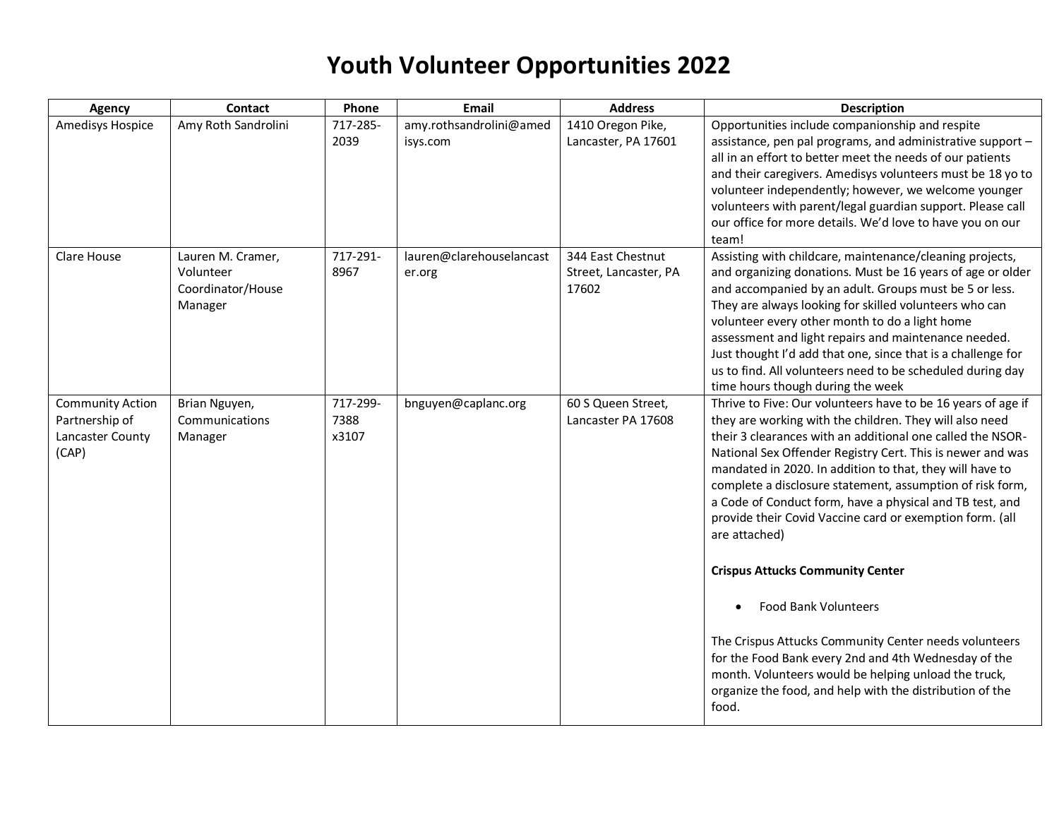# Youth Volunteer Opportunities 2022

| Agency | Contact | Phone | Email | Address | Description |
|---|---|---|---|---|---|
| Amedisys Hospice | Amy Roth Sandrolini | 717-285-2039 | amy.rothsandrolini@amedisys.com | 1410 Oregon Pike, Lancaster, PA 17601 | Opportunities include companionship and respite assistance, pen pal programs, and administrative support – all in an effort to better meet the needs of our patients and their caregivers. Amedisys volunteers must be 18 yo to volunteer independently; however, we welcome younger volunteers with parent/legal guardian support. Please call our office for more details. We'd love to have you on our team! |
| Clare House | Lauren M. Cramer, Volunteer Coordinator/House Manager | 717-291-8967 | lauren@clarehouselancaster.org | 344 East Chestnut Street, Lancaster, PA 17602 | Assisting with childcare, maintenance/cleaning projects, and organizing donations. Must be 16 years of age or older and accompanied by an adult. Groups must be 5 or less. They are always looking for skilled volunteers who can volunteer every other month to do a light home assessment and light repairs and maintenance needed. Just thought I'd add that one, since that is a challenge for us to find. All volunteers need to be scheduled during day time hours though during the week |
| Community Action Partnership of Lancaster County (CAP) | Brian Nguyen, Communications Manager | 717-299-7388 x3107 | bnguyen@caplanc.org | 60 S Queen Street, Lancaster PA 17608 | Thrive to Five: Our volunteers have to be 16 years of age if they are working with the children. They will also need their 3 clearances with an additional one called the NSOR-National Sex Offender Registry Cert. This is newer and was mandated in 2020. In addition to that, they will have to complete a disclosure statement, assumption of risk form, a Code of Conduct form, have a physical and TB test, and provide their Covid Vaccine card or exemption form. (all are attached)<br><br>**Crispus Attucks Community Center**<br><br>• Food Bank Volunteers<br><br>The Crispus Attucks Community Center needs volunteers for the Food Bank every 2nd and 4th Wednesday of the month. Volunteers would be helping unload the truck, organize the food, and help with the distribution of the food. |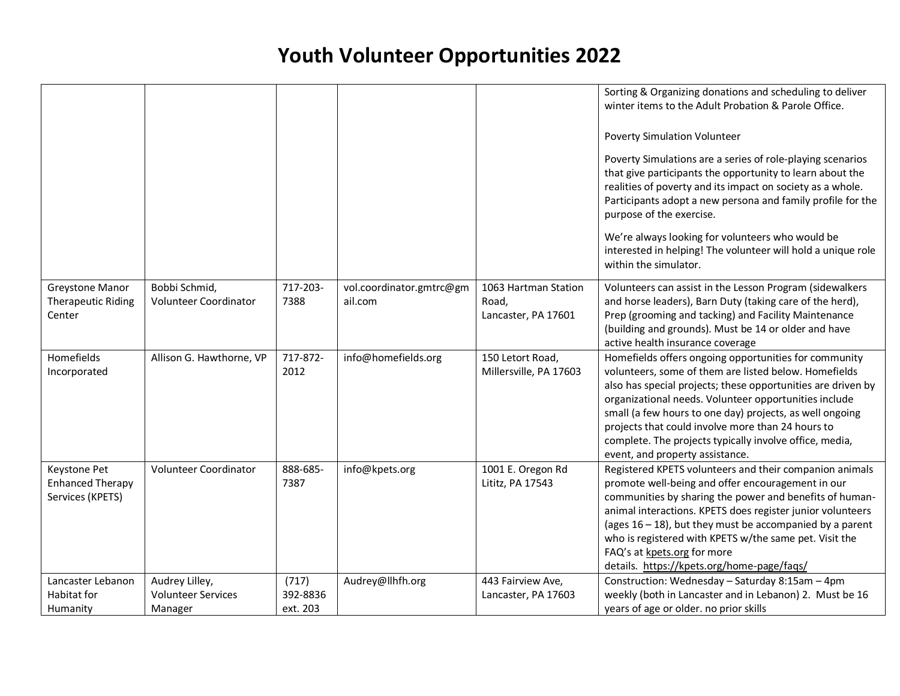# Youth Volunteer Opportunities 2022

| | | | | | |
|---|---|---|---|---|---|
| | | | | | Sorting & Organizing donations and scheduling to deliver winter items to the Adult Probation & Parole Office.<br><br>Poverty Simulation Volunteer<br><br>Poverty Simulations are a series of role-playing scenarios that give participants the opportunity to learn about the realities of poverty and its impact on society as a whole. Participants adopt a new persona and family profile for the purpose of the exercise.<br><br>We're always looking for volunteers who would be interested in helping! The volunteer will hold a unique role within the simulator. |
| Greystone Manor Therapeutic Riding Center | Bobbi Schmid, Volunteer Coordinator | 717-203-7388 | vol.coordinator.gmtrc@gmail.com | 1063 Hartman Station Road, Lancaster, PA 17601 | Volunteers can assist in the Lesson Program (sidewalkers and horse leaders), Barn Duty (taking care of the herd), Prep (grooming and tacking) and Facility Maintenance (building and grounds). Must be 14 or older and have active health insurance coverage |
| Homefields Incorporated | Allison G. Hawthorne, VP | 717-872-2012 | info@homefields.org | 150 Letort Road, Millersville, PA 17603 | Homefields offers ongoing opportunities for community volunteers, some of them are listed below. Homefields also has special projects; these opportunities are driven by organizational needs. Volunteer opportunities include small (a few hours to one day) projects, as well ongoing projects that could involve more than 24 hours to complete. The projects typically involve office, media, event, and property assistance. |
| Keystone Pet Enhanced Therapy Services (KPETS) | Volunteer Coordinator | 888-685-7387 | info@kpets.org | 1001 E. Oregon Rd Lititz, PA 17543 | Registered KPETS volunteers and their companion animals promote well-being and offer encouragement in our communities by sharing the power and benefits of human-animal interactions. KPETS does register junior volunteers (ages 16 – 18), but they must be accompanied by a parent who is registered with KPETS w/the same pet. Visit the FAQ's at kpets.org for more details. https://kpets.org/home-page/faqs/ |
| Lancaster Lebanon Habitat for Humanity | Audrey Lilley, Volunteer Services Manager | (717) 392-8836 ext. 203 | Audrey@llhfh.org | 443 Fairview Ave, Lancaster, PA 17603 | Construction: Wednesday – Saturday 8:15am – 4pm weekly (both in Lancaster and in Lebanon) 2. Must be 16 years of age or older. no prior skills |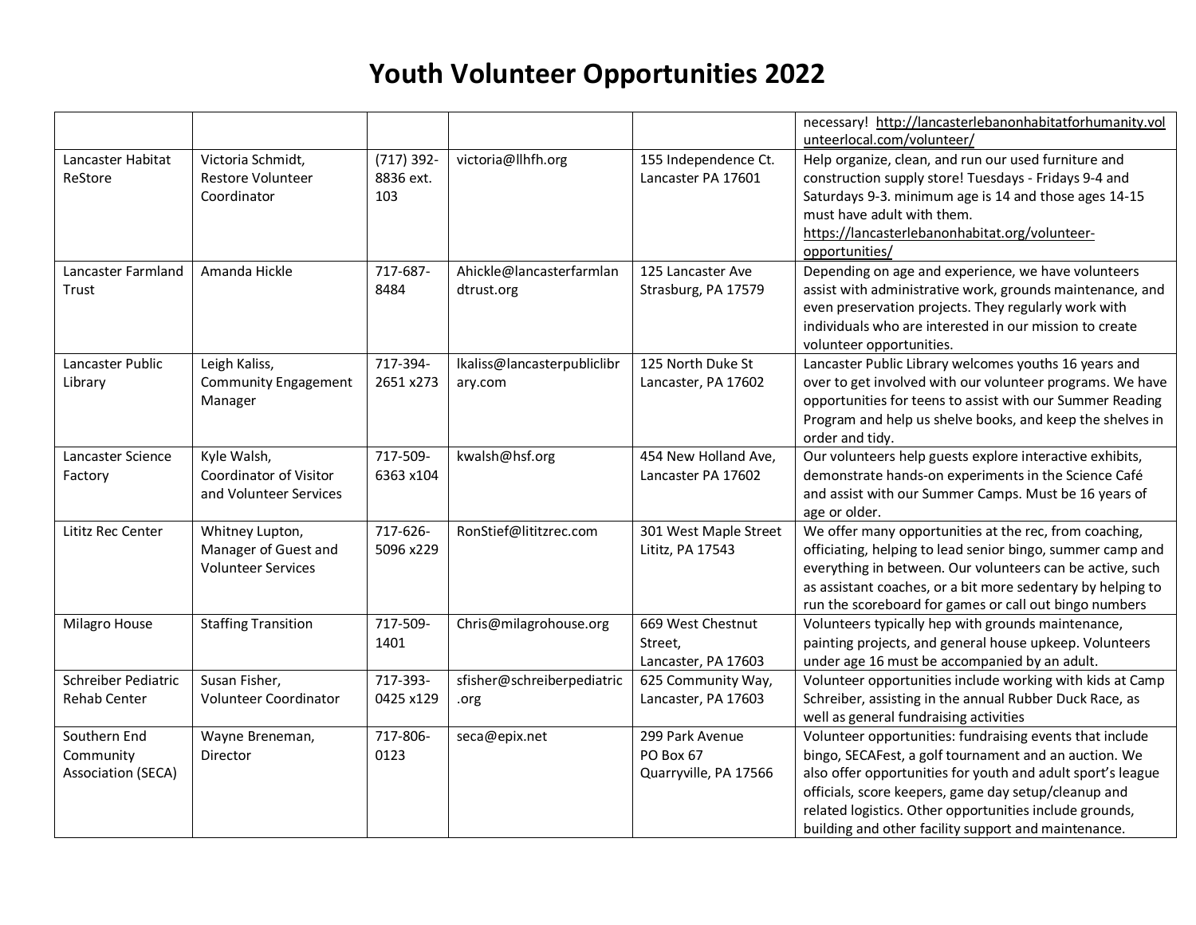# Youth Volunteer Opportunities 2022

| | | | | | |
|---|---|---|---|---|---|
| | | | | | necessary! http://lancasterlebanonhabitatforhumanity.volunteerlocal.com/volunteer/ |
| Lancaster Habitat ReStore | Victoria Schmidt, Restore Volunteer Coordinator | (717) 392-8836 ext. 103 | victoria@llhfh.org | 155 Independence Ct. Lancaster PA 17601 | Help organize, clean, and run our used furniture and construction supply store! Tuesdays - Fridays 9-4 and Saturdays 9-3. minimum age is 14 and those ages 14-15 must have adult with them. https://lancasterlebanonhabitat.org/volunteer-opportunities/ |
| Lancaster Farmland Trust | Amanda Hickle | 717-687-8484 | Ahickle@lancasterfarmlandtrust.org | 125 Lancaster Ave Strasburg, PA 17579 | Depending on age and experience, we have volunteers assist with administrative work, grounds maintenance, and even preservation projects. They regularly work with individuals who are interested in our mission to create volunteer opportunities. |
| Lancaster Public Library | Leigh Kaliss, Community Engagement Manager | 717-394-2651 x273 | lkaliss@lancasterpubliclibrary.com | 125 North Duke St Lancaster, PA 17602 | Lancaster Public Library welcomes youths 16 years and over to get involved with our volunteer programs. We have opportunities for teens to assist with our Summer Reading Program and help us shelve books, and keep the shelves in order and tidy. |
| Lancaster Science Factory | Kyle Walsh, Coordinator of Visitor and Volunteer Services | 717-509-6363 x104 | kwalsh@hsf.org | 454 New Holland Ave, Lancaster PA 17602 | Our volunteers help guests explore interactive exhibits, demonstrate hands-on experiments in the Science Café and assist with our Summer Camps. Must be 16 years of age or older. |
| Lititz Rec Center | Whitney Lupton, Manager of Guest and Volunteer Services | 717-626-5096 x229 | RonStief@lititzrec.com | 301 West Maple Street Lititz, PA 17543 | We offer many opportunities at the rec, from coaching, officiating, helping to lead senior bingo, summer camp and everything in between. Our volunteers can be active, such as assistant coaches, or a bit more sedentary by helping to run the scoreboard for games or call out bingo numbers |
| Milagro House | Staffing Transition | 717-509-1401 | Chris@milagrohouse.org | 669 West Chestnut Street, Lancaster, PA 17603 | Volunteers typically hep with grounds maintenance, painting projects, and general house upkeep. Volunteers under age 16 must be accompanied by an adult. |
| Schreiber Pediatric Rehab Center | Susan Fisher, Volunteer Coordinator | 717-393-0425 x129 | sfisher@schreiberpediatric.org | 625 Community Way, Lancaster, PA 17603 | Volunteer opportunities include working with kids at Camp Schreiber, assisting in the annual Rubber Duck Race, as well as general fundraising activities |
| Southern End Community Association (SECA) | Wayne Breneman, Director | 717-806-0123 | seca@epix.net | 299 Park Avenue PO Box 67 Quarryville, PA 17566 | Volunteer opportunities: fundraising events that include bingo, SECAFest, a golf tournament and an auction. We also offer opportunities for youth and adult sport's league officials, score keepers, game day setup/cleanup and related logistics. Other opportunities include grounds, building and other facility support and maintenance. |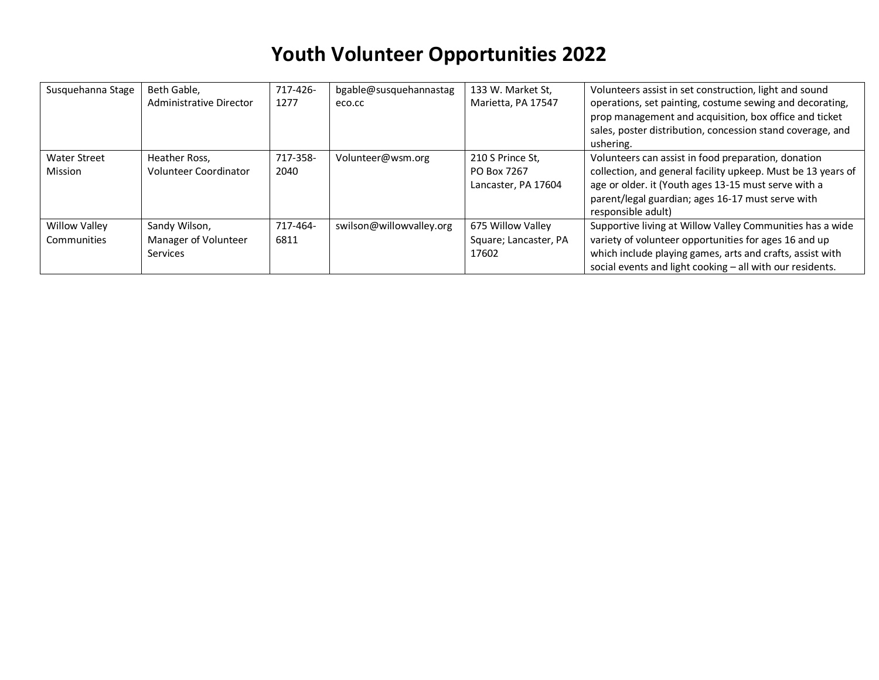# Youth Volunteer Opportunities 2022

| | | | | | |
|---|---|---|---|---|---|
| Susquehanna Stage | Beth Gable, Administrative Director | 717-426-1277 | bgable@susquehannastageco.cc | 133 W. Market St, Marietta, PA 17547 | Volunteers assist in set construction, light and sound operations, set painting, costume sewing and decorating, prop management and acquisition, box office and ticket sales, poster distribution, concession stand coverage, and ushering. |
| Water Street Mission | Heather Ross, Volunteer Coordinator | 717-358-2040 | Volunteer@wsm.org | 210 S Prince St, PO Box 7267 Lancaster, PA 17604 | Volunteers can assist in food preparation, donation collection, and general facility upkeep. Must be 13 years of age or older. it (Youth ages 13-15 must serve with a parent/legal guardian; ages 16-17 must serve with responsible adult) |
| Willow Valley Communities | Sandy Wilson, Manager of Volunteer Services | 717-464-6811 | swilson@willowvalley.org | 675 Willow Valley Square; Lancaster, PA 17602 | Supportive living at Willow Valley Communities has a wide variety of volunteer opportunities for ages 16 and up which include playing games, arts and crafts, assist with social events and light cooking – all with our residents. |